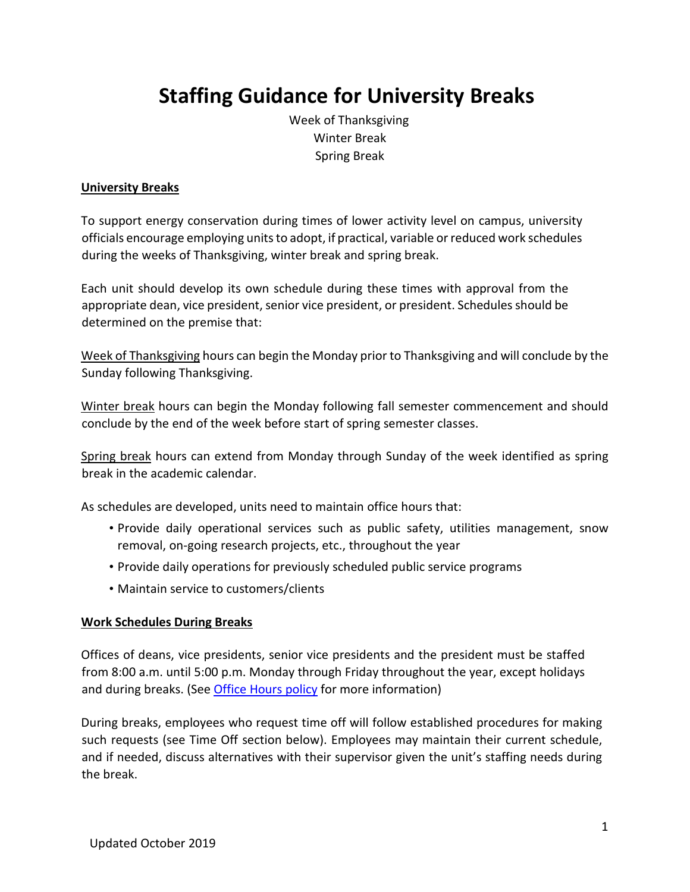# Staffing Guidance for University Breaks

Week of Thanksgiving
Winter Break
Spring Break

## University Breaks

To support energy conservation during times of lower activity level on campus, university officials encourage employing units to adopt, if practical, variable or reduced work schedules during the weeks of Thanksgiving, winter break and spring break.

Each unit should develop its own schedule during these times with approval from the appropriate dean, vice president, senior vice president, or president. Schedules should be determined on the premise that:

Week of Thanksgiving hours can begin the Monday prior to Thanksgiving and will conclude by the Sunday following Thanksgiving.

Winter break hours can begin the Monday following fall semester commencement and should conclude by the end of the week before start of spring semester classes.

Spring break hours can extend from Monday through Sunday of the week identified as spring break in the academic calendar.

As schedules are developed, units need to maintain office hours that:

- Provide daily operational services such as public safety, utilities management, snow removal, on-going research projects, etc., throughout the year
- Provide daily operations for previously scheduled public service programs
- Maintain service to customers/clients

## Work Schedules During Breaks

Offices of deans, vice presidents, senior vice presidents and the president must be staffed from 8:00 a.m. until 5:00 p.m. Monday through Friday throughout the year, except holidays and during breaks. (See Office Hours policy for more information)

During breaks, employees who request time off will follow established procedures for making such requests (see Time Off section below). Employees may maintain their current schedule, and if needed, discuss alternatives with their supervisor given the unit's staffing needs during the break.

Updated October 2019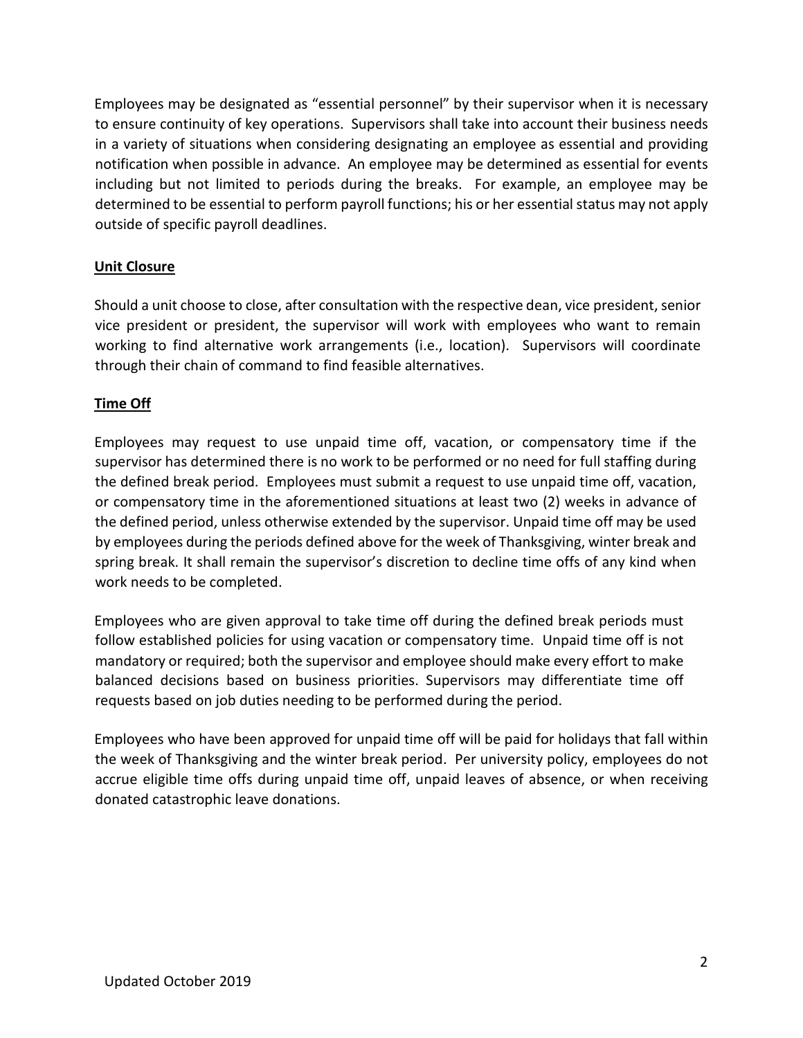Employees may be designated as "essential personnel" by their supervisor when it is necessary to ensure continuity of key operations. Supervisors shall take into account their business needs in a variety of situations when considering designating an employee as essential and providing notification when possible in advance. An employee may be determined as essential for events including but not limited to periods during the breaks. For example, an employee may be determined to be essential to perform payroll functions; his or her essential status may not apply outside of specific payroll deadlines.

**Unit Closure**

Should a unit choose to close, after consultation with the respective dean, vice president, senior vice president or president, the supervisor will work with employees who want to remain working to find alternative work arrangements (i.e., location). Supervisors will coordinate through their chain of command to find feasible alternatives.

**Time Off**

Employees may request to use unpaid time off, vacation, or compensatory time if the supervisor has determined there is no work to be performed or no need for full staffing during the defined break period. Employees must submit a request to use unpaid time off, vacation, or compensatory time in the aforementioned situations at least two (2) weeks in advance of the defined period, unless otherwise extended by the supervisor. Unpaid time off may be used by employees during the periods defined above for the week of Thanksgiving, winter break and spring break. It shall remain the supervisor's discretion to decline time offs of any kind when work needs to be completed.

Employees who are given approval to take time off during the defined break periods must follow established policies for using vacation or compensatory time. Unpaid time off is not mandatory or required; both the supervisor and employee should make every effort to make balanced decisions based on business priorities. Supervisors may differentiate time off requests based on job duties needing to be performed during the period.

Employees who have been approved for unpaid time off will be paid for holidays that fall within the week of Thanksgiving and the winter break period. Per university policy, employees do not accrue eligible time offs during unpaid time off, unpaid leaves of absence, or when receiving donated catastrophic leave donations.

Updated October 2019